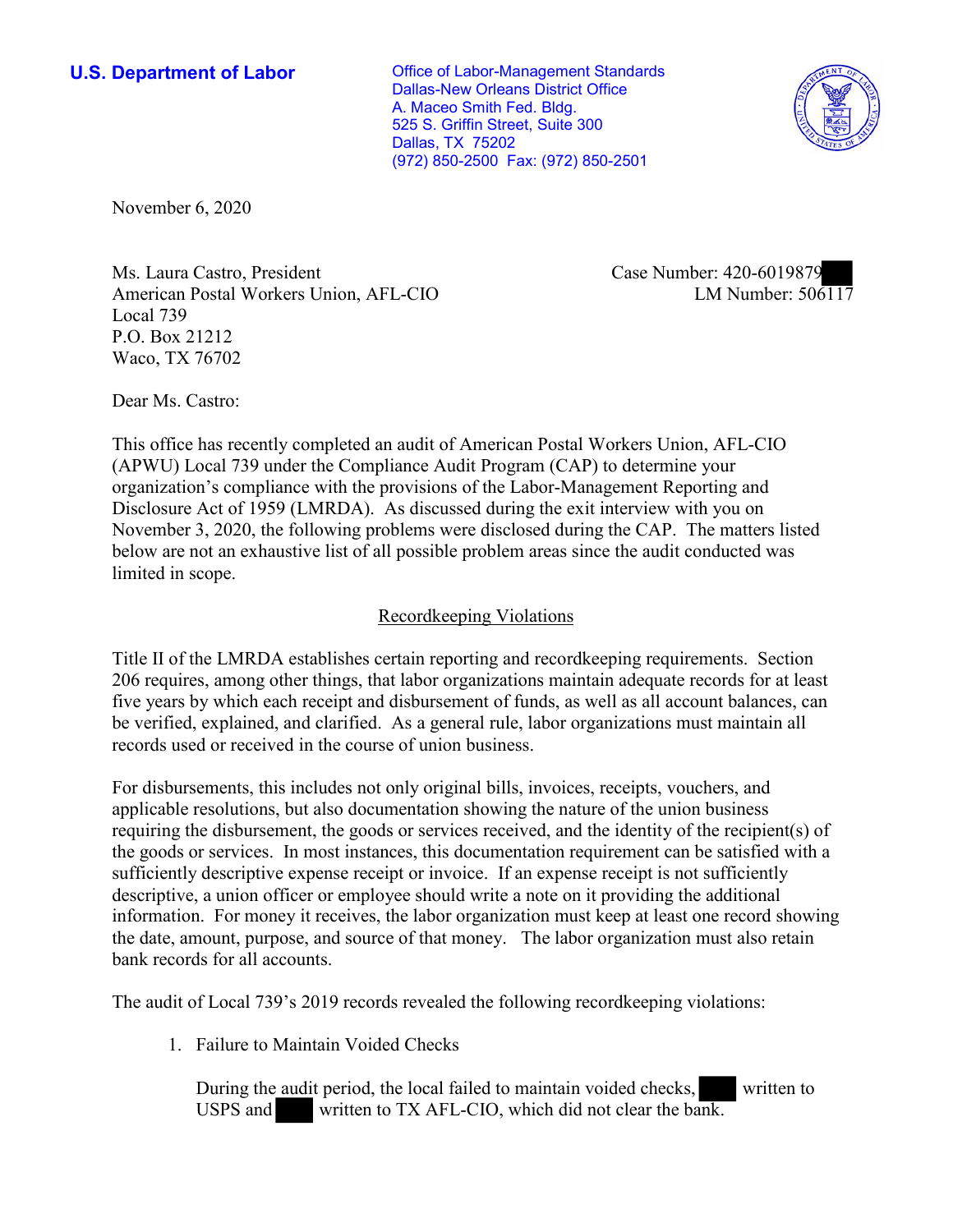**U.S. Department of Labor**

Office of Labor-Management Standards
Dallas-New Orleans District Office
A. Maceo Smith Fed. Bldg.
525 S. Griffin Street, Suite 300
Dallas, TX 75202
(972) 850-2500 Fax: (972) 850-2501

November 6, 2020

Ms. Laura Castro, President
American Postal Workers Union, AFL-CIO
Local 739
P.O. Box 21212
Waco, TX 76702

Case Number: 420-6019879
LM Number: 506117

Dear Ms. Castro:

This office has recently completed an audit of American Postal Workers Union, AFL-CIO (APWU) Local 739 under the Compliance Audit Program (CAP) to determine your organization's compliance with the provisions of the Labor-Management Reporting and Disclosure Act of 1959 (LMRDA). As discussed during the exit interview with you on November 3, 2020, the following problems were disclosed during the CAP. The matters listed below are not an exhaustive list of all possible problem areas since the audit conducted was limited in scope.

## Recordkeeping Violations

Title II of the LMRDA establishes certain reporting and recordkeeping requirements. Section 206 requires, among other things, that labor organizations maintain adequate records for at least five years by which each receipt and disbursement of funds, as well as all account balances, can be verified, explained, and clarified. As a general rule, labor organizations must maintain all records used or received in the course of union business.

For disbursements, this includes not only original bills, invoices, receipts, vouchers, and applicable resolutions, but also documentation showing the nature of the union business requiring the disbursement, the goods or services received, and the identity of the recipient(s) of the goods or services. In most instances, this documentation requirement can be satisfied with a sufficiently descriptive expense receipt or invoice. If an expense receipt is not sufficiently descriptive, a union officer or employee should write a note on it providing the additional information. For money it receives, the labor organization must keep at least one record showing the date, amount, purpose, and source of that money. The labor organization must also retain bank records for all accounts.

The audit of Local 739's 2019 records revealed the following recordkeeping violations:

1. Failure to Maintain Voided Checks

   During the audit period, the local failed to maintain voided checks, written to USPS and written to TX AFL-CIO, which did not clear the bank.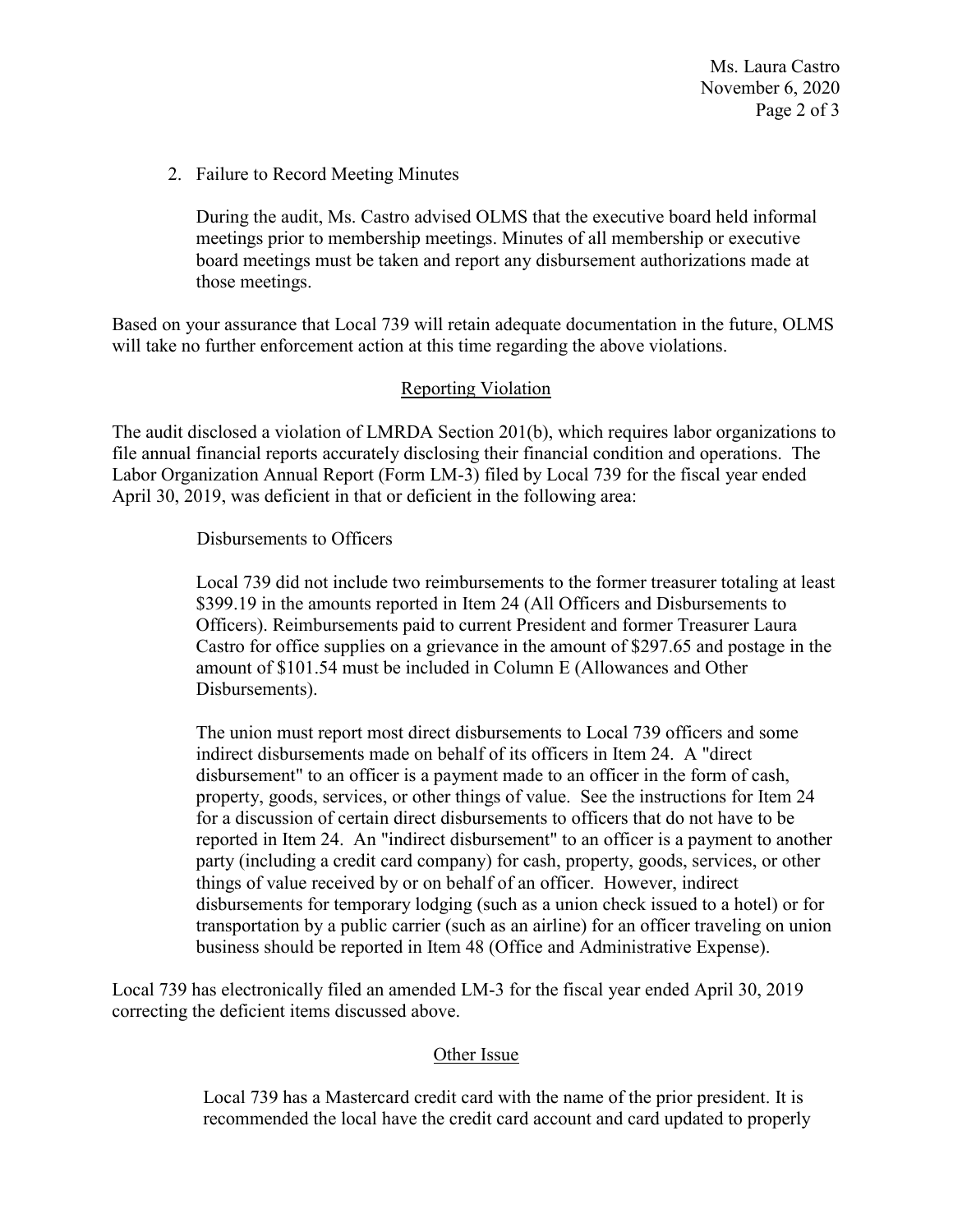2. Failure to Record Meeting Minutes

   During the audit, Ms. Castro advised OLMS that the executive board held informal meetings prior to membership meetings. Minutes of all membership or executive board meetings must be taken and report any disbursement authorizations made at those meetings.

Based on your assurance that Local 739 will retain adequate documentation in the future, OLMS will take no further enforcement action at this time regarding the above violations.

## Reporting Violation

The audit disclosed a violation of LMRDA Section 201(b), which requires labor organizations to file annual financial reports accurately disclosing their financial condition and operations. The Labor Organization Annual Report (Form LM-3) filed by Local 739 for the fiscal year ended April 30, 2019, was deficient in that or deficient in the following area:

### Disbursements to Officers

Local 739 did not include two reimbursements to the former treasurer totaling at least $399.19 in the amounts reported in Item 24 (All Officers and Disbursements to Officers). Reimbursements paid to current President and former Treasurer Laura Castro for office supplies on a grievance in the amount of $297.65 and postage in the amount of $101.54 must be included in Column E (Allowances and Other Disbursements).

The union must report most direct disbursements to Local 739 officers and some indirect disbursements made on behalf of its officers in Item 24. A "direct disbursement" to an officer is a payment made to an officer in the form of cash, property, goods, services, or other things of value. See the instructions for Item 24 for a discussion of certain direct disbursements to officers that do not have to be reported in Item 24. An "indirect disbursement" to an officer is a payment to another party (including a credit card company) for cash, property, goods, services, or other things of value received by or on behalf of an officer. However, indirect disbursements for temporary lodging (such as a union check issued to a hotel) or for transportation by a public carrier (such as an airline) for an officer traveling on union business should be reported in Item 48 (Office and Administrative Expense).

Local 739 has electronically filed an amended LM-3 for the fiscal year ended April 30, 2019 correcting the deficient items discussed above.

## Other Issue

Local 739 has a Mastercard credit card with the name of the prior president. It is recommended the local have the credit card account and card updated to properly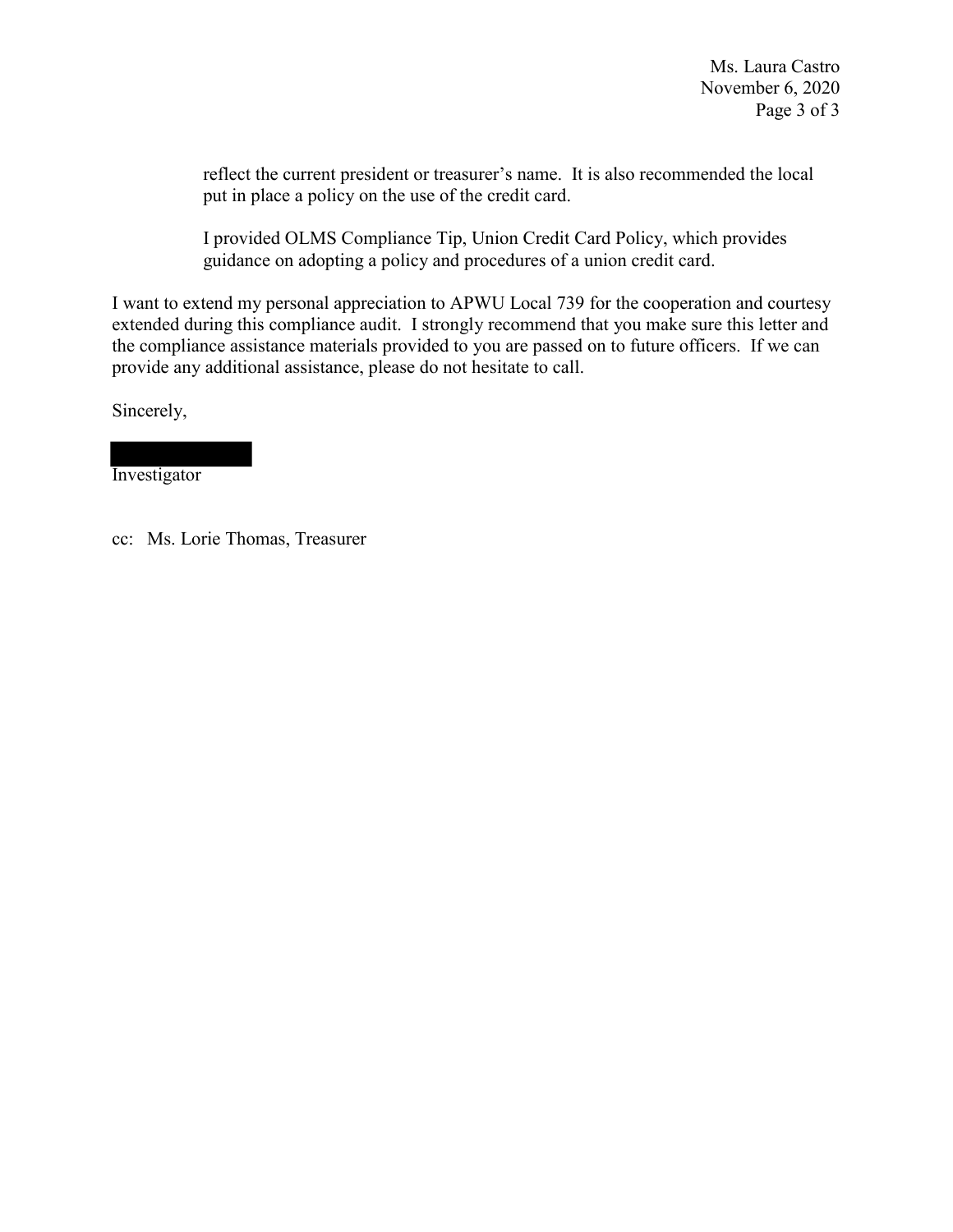reflect the current president or treasurer's name. It is also recommended the local put in place a policy on the use of the credit card.

I provided OLMS Compliance Tip, Union Credit Card Policy, which provides guidance on adopting a policy and procedures of a union credit card.

I want to extend my personal appreciation to APWU Local 739 for the cooperation and courtesy extended during this compliance audit. I strongly recommend that you make sure this letter and the compliance assistance materials provided to you are passed on to future officers. If we can provide any additional assistance, please do not hesitate to call.

Sincerely,

Investigator

cc: Ms. Lorie Thomas, Treasurer